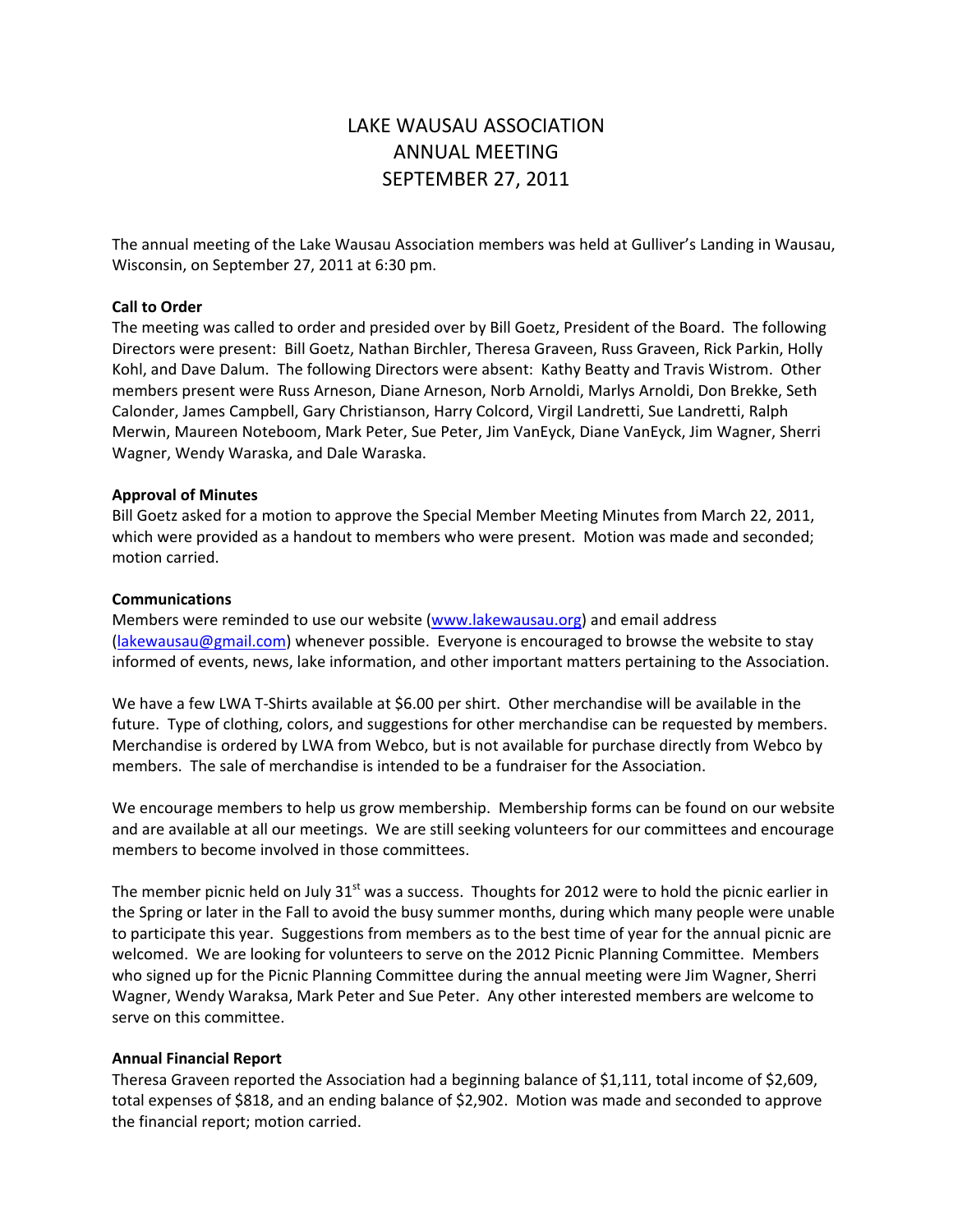# LAKE WAUSAU ASSOCIATION
# ANNUAL MEETING
# SEPTEMBER 27, 2011

The annual meeting of the Lake Wausau Association members was held at Gulliver's Landing in Wausau, Wisconsin, on September 27, 2011 at 6:30 pm.

**Call to Order**

The meeting was called to order and presided over by Bill Goetz, President of the Board. The following Directors were present: Bill Goetz, Nathan Birchler, Theresa Graveen, Russ Graveen, Rick Parkin, Holly Kohl, and Dave Dalum. The following Directors were absent: Kathy Beatty and Travis Wistrom. Other members present were Russ Arneson, Diane Arneson, Norb Arnoldi, Marlys Arnoldi, Don Brekke, Seth Calonder, James Campbell, Gary Christianson, Harry Colcord, Virgil Landretti, Sue Landretti, Ralph Merwin, Maureen Noteboom, Mark Peter, Sue Peter, Jim VanEyck, Diane VanEyck, Jim Wagner, Sherri Wagner, Wendy Waraska, and Dale Waraska.

**Approval of Minutes**

Bill Goetz asked for a motion to approve the Special Member Meeting Minutes from March 22, 2011, which were provided as a handout to members who were present. Motion was made and seconded; motion carried.

**Communications**

Members were reminded to use our website (www.lakewausau.org) and email address (lakewausau@gmail.com) whenever possible. Everyone is encouraged to browse the website to stay informed of events, news, lake information, and other important matters pertaining to the Association.

We have a few LWA T-Shirts available at $6.00 per shirt. Other merchandise will be available in the future. Type of clothing, colors, and suggestions for other merchandise can be requested by members. Merchandise is ordered by LWA from Webco, but is not available for purchase directly from Webco by members. The sale of merchandise is intended to be a fundraiser for the Association.

We encourage members to help us grow membership. Membership forms can be found on our website and are available at all our meetings. We are still seeking volunteers for our committees and encourage members to become involved in those committees.

The member picnic held on July 31st was a success. Thoughts for 2012 were to hold the picnic earlier in the Spring or later in the Fall to avoid the busy summer months, during which many people were unable to participate this year. Suggestions from members as to the best time of year for the annual picnic are welcomed. We are looking for volunteers to serve on the 2012 Picnic Planning Committee. Members who signed up for the Picnic Planning Committee during the annual meeting were Jim Wagner, Sherri Wagner, Wendy Waraksa, Mark Peter and Sue Peter. Any other interested members are welcome to serve on this committee.

**Annual Financial Report**

Theresa Graveen reported the Association had a beginning balance of $1,111, total income of $2,609, total expenses of $818, and an ending balance of $2,902. Motion was made and seconded to approve the financial report; motion carried.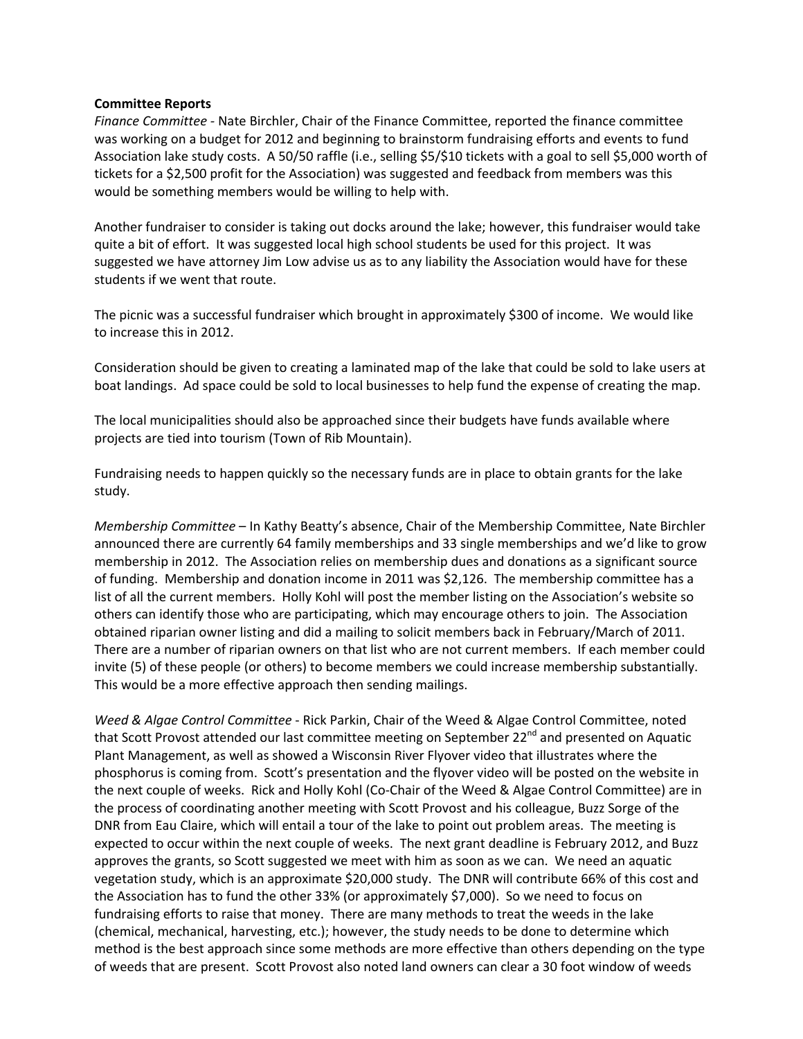**Committee Reports**

*Finance Committee* - Nate Birchler, Chair of the Finance Committee, reported the finance committee was working on a budget for 2012 and beginning to brainstorm fundraising efforts and events to fund Association lake study costs. A 50/50 raffle (i.e., selling $5/$10 tickets with a goal to sell $5,000 worth of tickets for a $2,500 profit for the Association) was suggested and feedback from members was this would be something members would be willing to help with.

Another fundraiser to consider is taking out docks around the lake; however, this fundraiser would take quite a bit of effort. It was suggested local high school students be used for this project. It was suggested we have attorney Jim Low advise us as to any liability the Association would have for these students if we went that route.

The picnic was a successful fundraiser which brought in approximately $300 of income. We would like to increase this in 2012.

Consideration should be given to creating a laminated map of the lake that could be sold to lake users at boat landings. Ad space could be sold to local businesses to help fund the expense of creating the map.

The local municipalities should also be approached since their budgets have funds available where projects are tied into tourism (Town of Rib Mountain).

Fundraising needs to happen quickly so the necessary funds are in place to obtain grants for the lake study.

*Membership Committee* – In Kathy Beatty's absence, Chair of the Membership Committee, Nate Birchler announced there are currently 64 family memberships and 33 single memberships and we'd like to grow membership in 2012. The Association relies on membership dues and donations as a significant source of funding. Membership and donation income in 2011 was $2,126. The membership committee has a list of all the current members. Holly Kohl will post the member listing on the Association's website so others can identify those who are participating, which may encourage others to join. The Association obtained riparian owner listing and did a mailing to solicit members back in February/March of 2011. There are a number of riparian owners on that list who are not current members. If each member could invite (5) of these people (or others) to become members we could increase membership substantially. This would be a more effective approach then sending mailings.

*Weed & Algae Control Committee* - Rick Parkin, Chair of the Weed & Algae Control Committee, noted that Scott Provost attended our last committee meeting on September 22nd and presented on Aquatic Plant Management, as well as showed a Wisconsin River Flyover video that illustrates where the phosphorus is coming from. Scott's presentation and the flyover video will be posted on the website in the next couple of weeks. Rick and Holly Kohl (Co-Chair of the Weed & Algae Control Committee) are in the process of coordinating another meeting with Scott Provost and his colleague, Buzz Sorge of the DNR from Eau Claire, which will entail a tour of the lake to point out problem areas. The meeting is expected to occur within the next couple of weeks. The next grant deadline is February 2012, and Buzz approves the grants, so Scott suggested we meet with him as soon as we can. We need an aquatic vegetation study, which is an approximate $20,000 study. The DNR will contribute 66% of this cost and the Association has to fund the other 33% (or approximately $7,000). So we need to focus on fundraising efforts to raise that money. There are many methods to treat the weeds in the lake (chemical, mechanical, harvesting, etc.); however, the study needs to be done to determine which method is the best approach since some methods are more effective than others depending on the type of weeds that are present. Scott Provost also noted land owners can clear a 30 foot window of weeds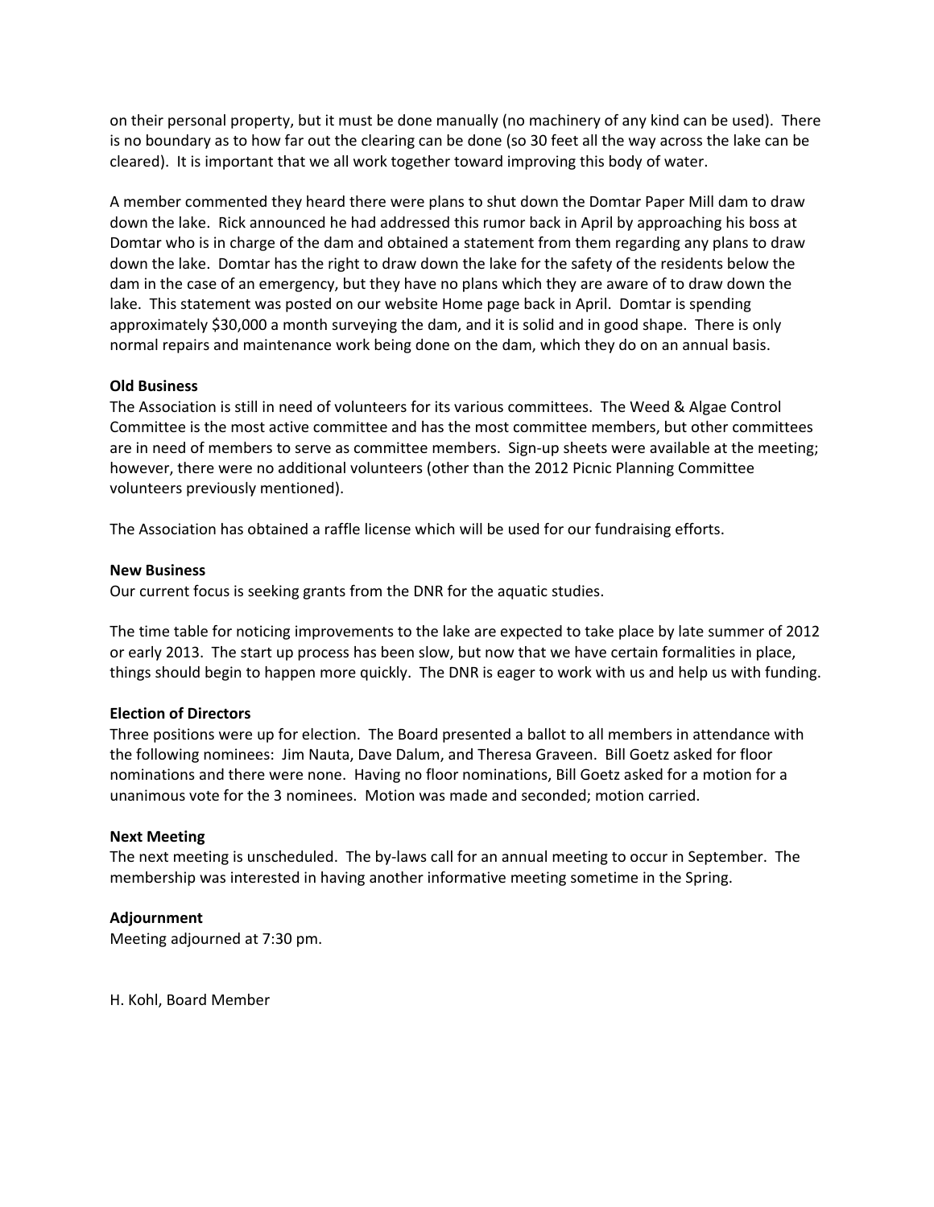on their personal property, but it must be done manually (no machinery of any kind can be used). There is no boundary as to how far out the clearing can be done (so 30 feet all the way across the lake can be cleared). It is important that we all work together toward improving this body of water.

A member commented they heard there were plans to shut down the Domtar Paper Mill dam to draw down the lake. Rick announced he had addressed this rumor back in April by approaching his boss at Domtar who is in charge of the dam and obtained a statement from them regarding any plans to draw down the lake. Domtar has the right to draw down the lake for the safety of the residents below the dam in the case of an emergency, but they have no plans which they are aware of to draw down the lake. This statement was posted on our website Home page back in April. Domtar is spending approximately $30,000 a month surveying the dam, and it is solid and in good shape. There is only normal repairs and maintenance work being done on the dam, which they do on an annual basis.

**Old Business**

The Association is still in need of volunteers for its various committees. The Weed & Algae Control Committee is the most active committee and has the most committee members, but other committees are in need of members to serve as committee members. Sign-up sheets were available at the meeting; however, there were no additional volunteers (other than the 2012 Picnic Planning Committee volunteers previously mentioned).

The Association has obtained a raffle license which will be used for our fundraising efforts.

**New Business**

Our current focus is seeking grants from the DNR for the aquatic studies.

The time table for noticing improvements to the lake are expected to take place by late summer of 2012 or early 2013. The start up process has been slow, but now that we have certain formalities in place, things should begin to happen more quickly. The DNR is eager to work with us and help us with funding.

**Election of Directors**

Three positions were up for election. The Board presented a ballot to all members in attendance with the following nominees: Jim Nauta, Dave Dalum, and Theresa Graveen. Bill Goetz asked for floor nominations and there were none. Having no floor nominations, Bill Goetz asked for a motion for a unanimous vote for the 3 nominees. Motion was made and seconded; motion carried.

**Next Meeting**

The next meeting is unscheduled. The by-laws call for an annual meeting to occur in September. The membership was interested in having another informative meeting sometime in the Spring.

**Adjournment**

Meeting adjourned at 7:30 pm.

H. Kohl, Board Member